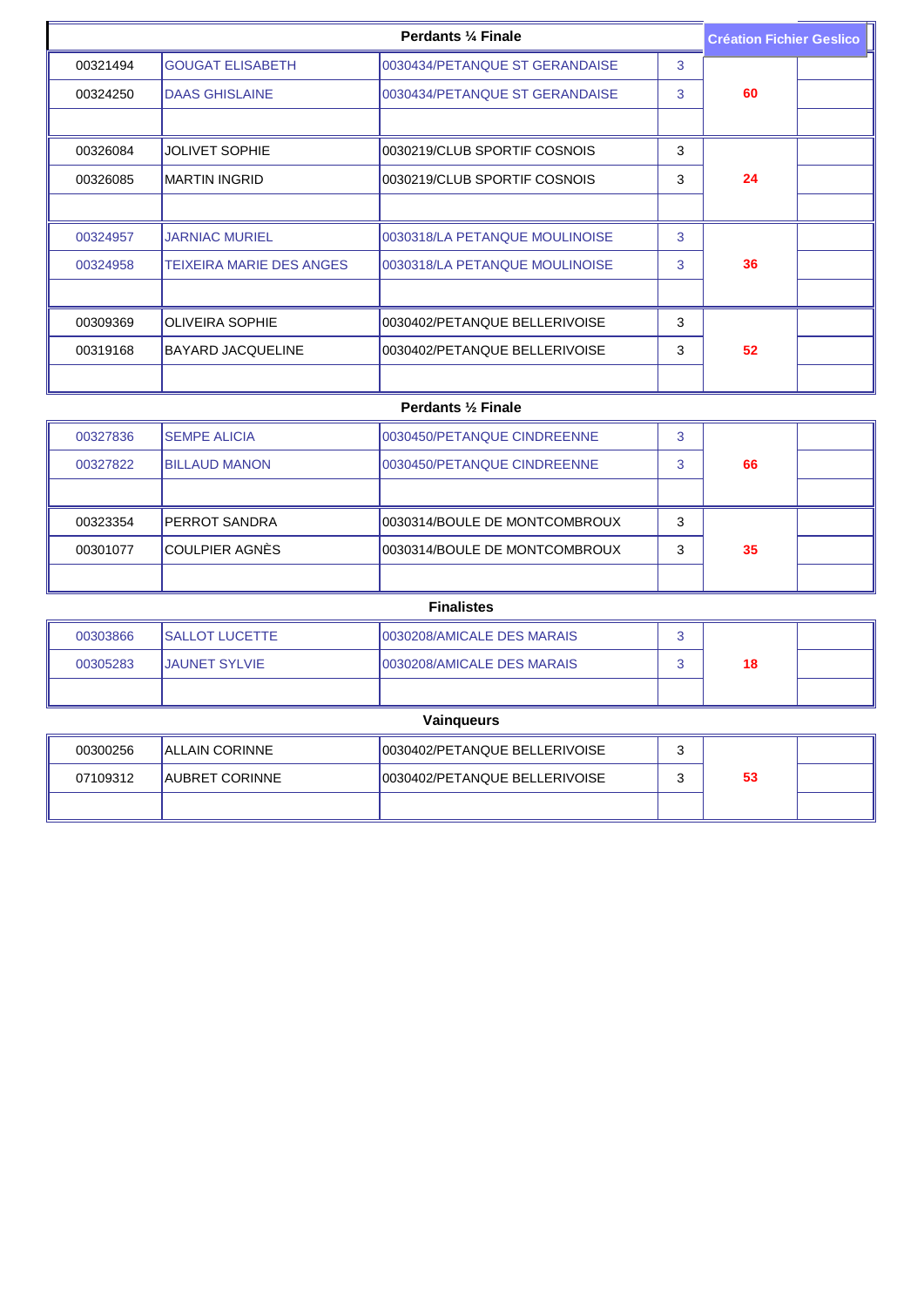**Création Fichier Geslico**

### Perdants ¼ Finale

| | | | | | |
|---|---|---|---|---|---|
| 00321494 | GOUGAT ELISABETH | 0030434/PETANQUE ST GERANDAISE | 3 | 60 | |
| 00324250 | DAAS GHISLAINE | 0030434/PETANQUE ST GERANDAISE | 3 | | |
| | | | | | |
| 00326084 | JOLIVET SOPHIE | 0030219/CLUB SPORTIF COSNOIS | 3 | 24 | |
| 00326085 | MARTIN INGRID | 0030219/CLUB SPORTIF COSNOIS | 3 | | |
| | | | | | |
| 00324957 | JARNIAC MURIEL | 0030318/LA PETANQUE MOULINOISE | 3 | 36 | |
| 00324958 | TEIXEIRA MARIE DES ANGES | 0030318/LA PETANQUE MOULINOISE | 3 | | |
| | | | | | |
| 00309369 | OLIVEIRA SOPHIE | 0030402/PETANQUE BELLERIVOISE | 3 | 52 | |
| 00319168 | BAYARD JACQUELINE | 0030402/PETANQUE BELLERIVOISE | 3 | | |
| | | | | | |

### Perdants ½ Finale

| | | | | | |
|---|---|---|---|---|---|
| 00327836 | SEMPE ALICIA | 0030450/PETANQUE CINDREENNE | 3 | 66 | |
| 00327822 | BILLAUD MANON | 0030450/PETANQUE CINDREENNE | 3 | | |
| | | | | | |
| 00323354 | PERROT SANDRA | 0030314/BOULE DE MONTCOMBROUX | 3 | 35 | |
| 00301077 | COULPIER AGNÈS | 0030314/BOULE DE MONTCOMBROUX | 3 | | |
| | | | | | |

### Finalistes

| | | | | | |
|---|---|---|---|---|---|
| 00303866 | SALLOT LUCETTE | 0030208/AMICALE DES MARAIS | 3 | 18 | |
| 00305283 | JAUNET SYLVIE | 0030208/AMICALE DES MARAIS | 3 | | |
| | | | | | |

### Vainqueurs

| | | | | | |
|---|---|---|---|---|---|
| 00300256 | ALLAIN CORINNE | 0030402/PETANQUE BELLERIVOISE | 3 | 53 | |
| 07109312 | AUBRET CORINNE | 0030402/PETANQUE BELLERIVOISE | 3 | | |
| | | | | | |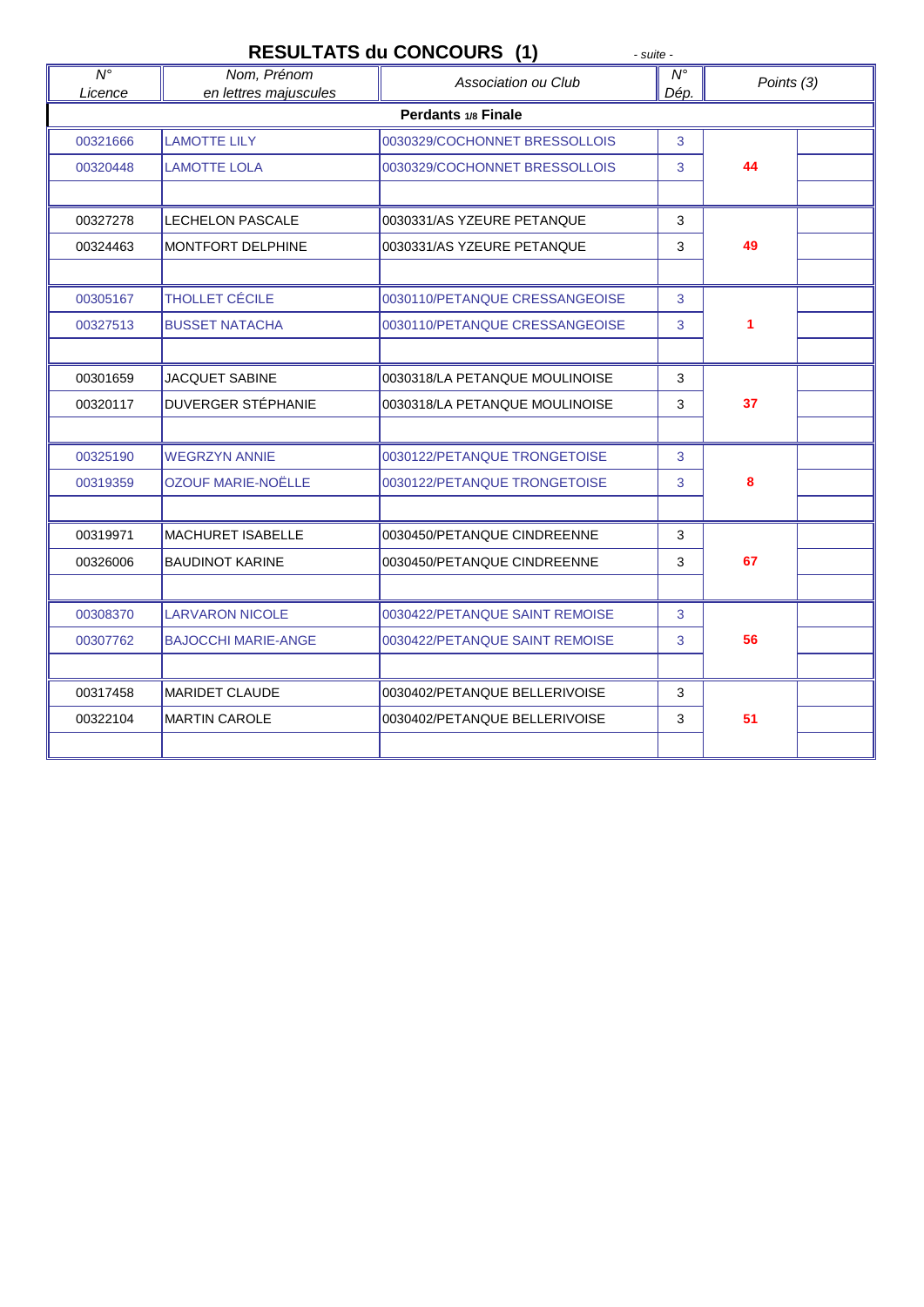## RESULTATS du CONCOURS (1)

*- suite -*

| N° Licence | Nom, Prénom en lettres majuscules | Association ou Club | N° Dép. | Points (3) | |
|---|---|---|---|---|---|
| **Perdants 1/8 Finale** | | | | | |
| 00321666 | LAMOTTE LILY | 0030329/COCHONNET BRESSOLLOIS | 3 | | |
| 00320448 | LAMOTTE LOLA | 0030329/COCHONNET BRESSOLLOIS | 3 | **44** | |
| | | | | | |
| 00327278 | LECHELON PASCALE | 0030331/AS YZEURE PETANQUE | 3 | | |
| 00324463 | MONTFORT DELPHINE | 0030331/AS YZEURE PETANQUE | 3 | **49** | |
| | | | | | |
| 00305167 | THOLLET CÉCILE | 0030110/PETANQUE CRESSANGEOISE | 3 | | |
| 00327513 | BUSSET NATACHA | 0030110/PETANQUE CRESSANGEOISE | 3 | **1** | |
| | | | | | |
| 00301659 | JACQUET SABINE | 0030318/LA PETANQUE MOULINOISE | 3 | | |
| 00320117 | DUVERGER STÉPHANIE | 0030318/LA PETANQUE MOULINOISE | 3 | **37** | |
| | | | | | |
| 00325190 | WEGRZYN ANNIE | 0030122/PETANQUE TRONGETOISE | 3 | | |
| 00319359 | OZOUF MARIE-NOËLLE | 0030122/PETANQUE TRONGETOISE | 3 | **8** | |
| | | | | | |
| 00319971 | MACHURET ISABELLE | 0030450/PETANQUE CINDREENNE | 3 | | |
| 00326006 | BAUDINOT KARINE | 0030450/PETANQUE CINDREENNE | 3 | **67** | |
| | | | | | |
| 00308370 | LARVARON NICOLE | 0030422/PETANQUE SAINT REMOISE | 3 | | |
| 00307762 | BAJOCCHI MARIE-ANGE | 0030422/PETANQUE SAINT REMOISE | 3 | **56** | |
| | | | | | |
| 00317458 | MARIDET CLAUDE | 0030402/PETANQUE BELLERIVOISE | 3 | | |
| 00322104 | MARTIN CAROLE | 0030402/PETANQUE BELLERIVOISE | 3 | **51** | |
| | | | | | |